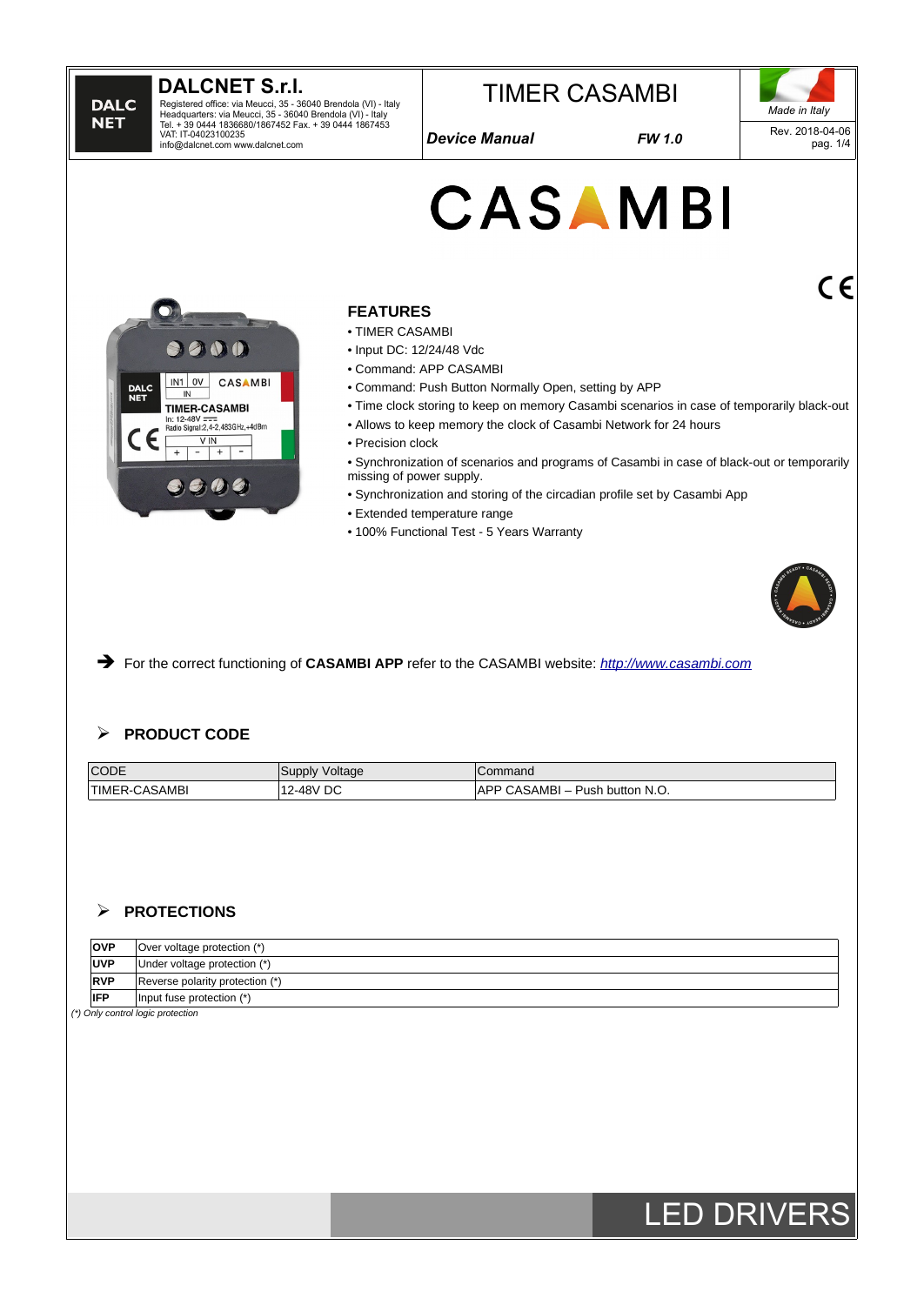**DALCNET S.r.l.**
Registered office: via Meucci, 35 - 36040 Brendola (VI) - Italy
Headquarters: via Meucci, 35 - 36040 Brendola (VI) - Italy
Tel. + 39 0444 1836680/1867452 Fax. + 39 0444 1867453
VAT: IT-04023100235
info@dalcnet.com www.dalcnet.com

# TIMER CASAMBI

***Device Manual*** ***FW 1.0***

*Made in Italy*

Rev. 2018-04-06

## FEATURES

- TIMER CASAMBI
- Input DC: 12/24/48 Vdc
- Command: APP CASAMBI
- Command: Push Button Normally Open, setting by APP
- Time clock storing to keep on memory Casambi scenarios in case of temporarily black-out
- Allows to keep memory the clock of Casambi Network for 24 hours
- Precision clock
- Synchronization of scenarios and programs of Casambi in case of black-out or temporarily missing of power supply.
- Synchronization and storing of the circadian profile set by Casambi App
- Extended temperature range
- 100% Functional Test - 5 Years Warranty

➔ For the correct functioning of **CASAMBI APP** refer to the CASAMBI website: *http://www.casambi.com*

## PRODUCT CODE

| CODE | Supply Voltage | Command |
|---|---|---|
| TIMER-CASAMBI | 12-48V DC | APP CASAMBI – Push button N.O. |

## PROTECTIONS

| | |
|---|---|
| **OVP** | Over voltage protection (*) |
| **UVP** | Under voltage protection (*) |
| **RVP** | Reverse polarity protection (*) |
| **IFP** | Input fuse protection (*) |

*(*) Only control logic protection*

LED DRIVERS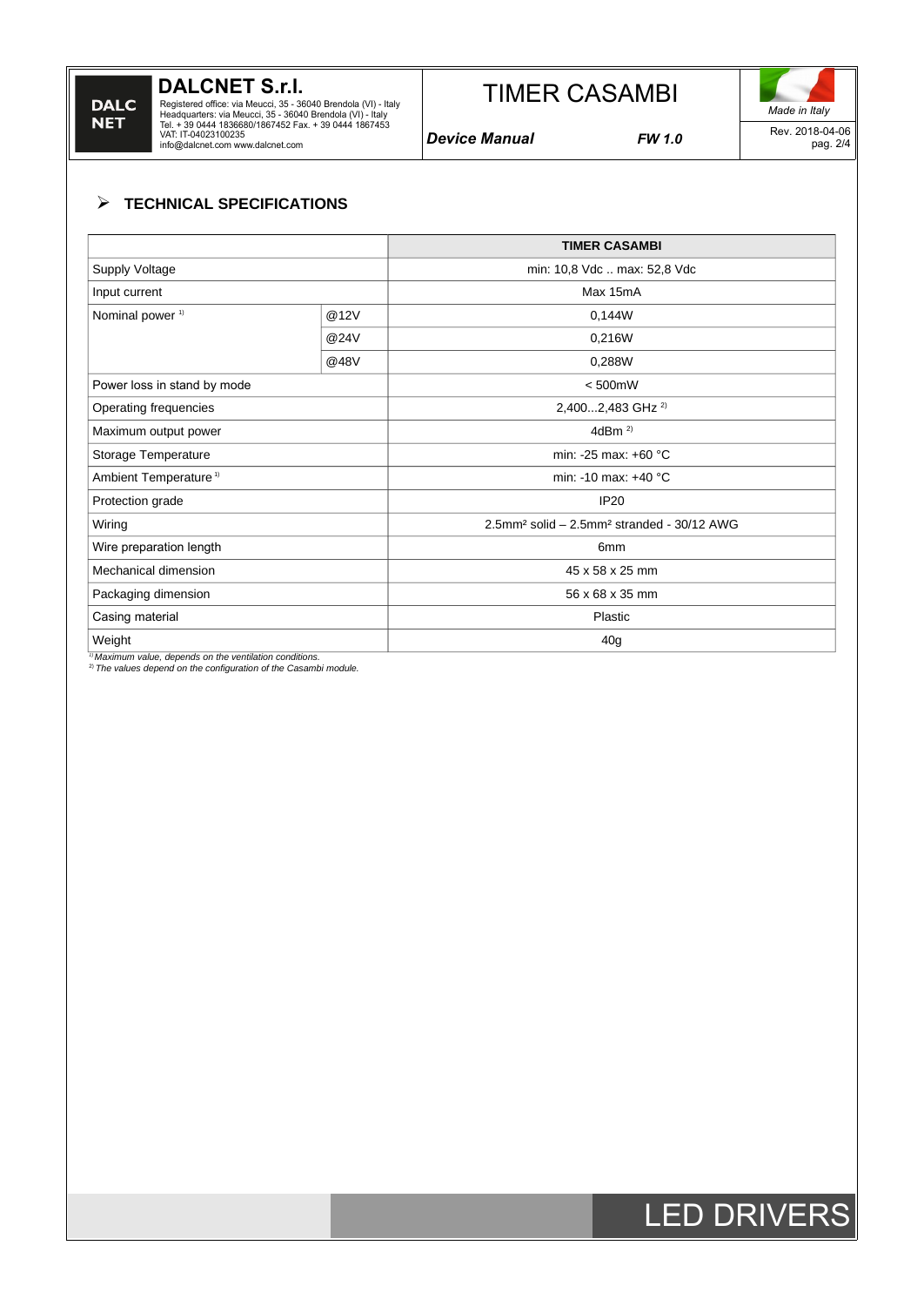## TECHNICAL SPECIFICATIONS

| | | TIMER CASAMBI |
|---|---|---|
| Supply Voltage | | min: 10,8 Vdc .. max: 52,8 Vdc |
| Input current | | Max 15mA |
| Nominal power [1] | @12V | 0,144W |
| | @24V | 0,216W |
| | @48V | 0,288W |
| Power loss in stand by mode | | < 500mW |
| Operating frequencies | | 2,400...2,483 GHz [2] |
| Maximum output power | | 4dBm [2] |
| Storage Temperature | | min: -25 max: +60 °C |
| Ambient Temperature [1] | | min: -10 max: +40 °C |
| Protection grade | | IP20 |
| Wiring | | 2.5mm² solid – 2.5mm² stranded - 30/12 AWG |
| Wire preparation length | | 6mm |
| Mechanical dimension | | 45 x 58 x 25 mm |
| Packaging dimension | | 56 x 68 x 35 mm |
| Casing material | | Plastic |
| Weight | | 40g |

*[1] Maximum value, depends on the ventilation conditions.*
*[2] The values depend on the configuration of the Casambi module.*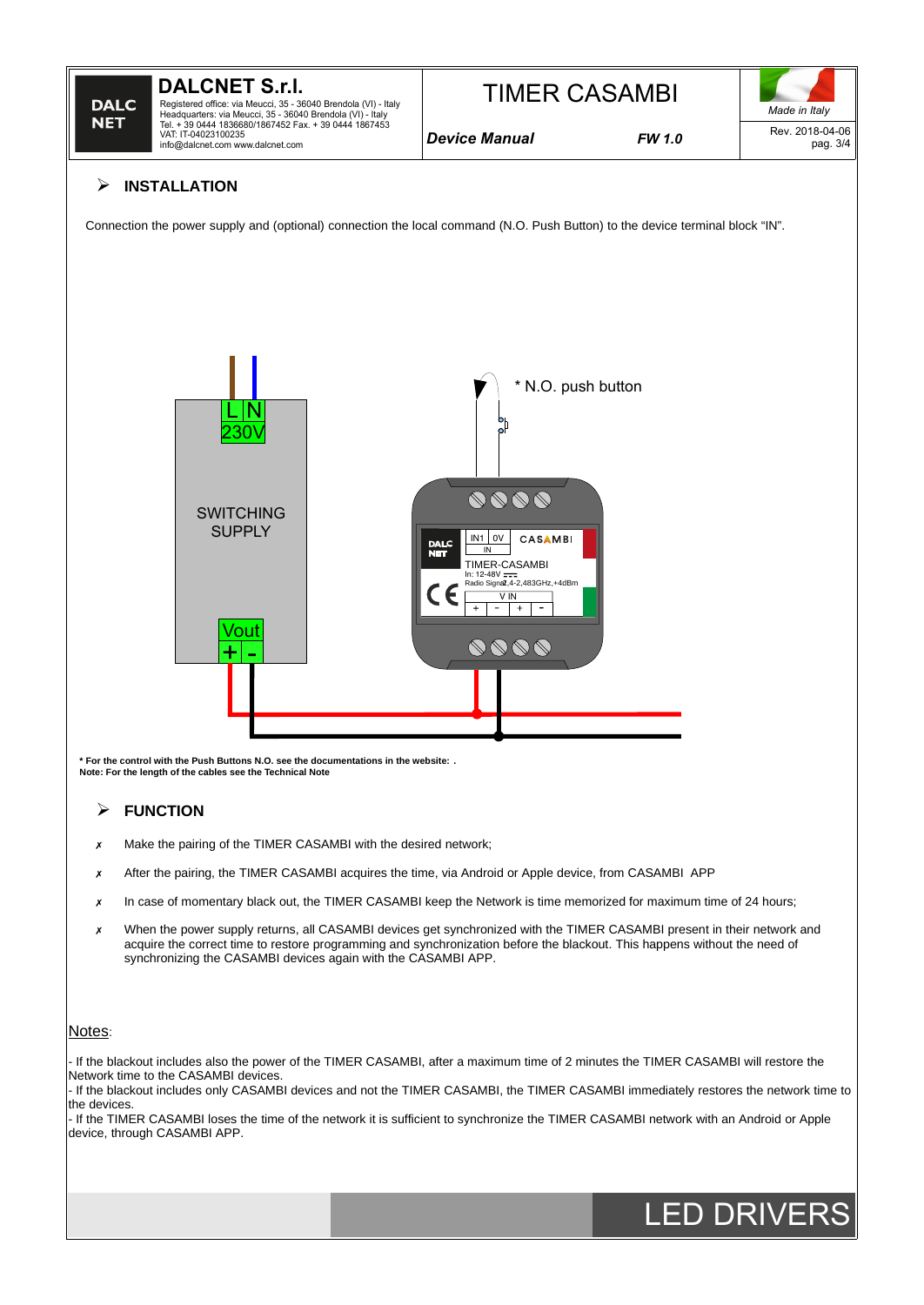## INSTALLATION

Connection the power supply and (optional) connection the local command (N.O. Push Button) to the device terminal block "IN".

**\* For the control with the Push Buttons N.O. see the documentations in the website: .**
**Note: For the length of the cables see the Technical Note**

## FUNCTION

- Make the pairing of the TIMER CASAMBI with the desired network;
- After the pairing, the TIMER CASAMBI acquires the time, via Android or Apple device, from CASAMBI APP
- In case of momentary black out, the TIMER CASAMBI keep the Network is time memorized for maximum time of 24 hours;
- When the power supply returns, all CASAMBI devices get synchronized with the TIMER CASAMBI present in their network and acquire the correct time to restore programming and synchronization before the blackout. This happens without the need of synchronizing the CASAMBI devices again with the CASAMBI APP.

Notes:

- If the blackout includes also the power of the TIMER CASAMBI, after a maximum time of 2 minutes the TIMER CASAMBI will restore the Network time to the CASAMBI devices.
- If the blackout includes only CASAMBI devices and not the TIMER CASAMBI, the TIMER CASAMBI immediately restores the network time to the devices.
- If the TIMER CASAMBI loses the time of the network it is sufficient to synchronize the TIMER CASAMBI network with an Android or Apple device, through CASAMBI APP.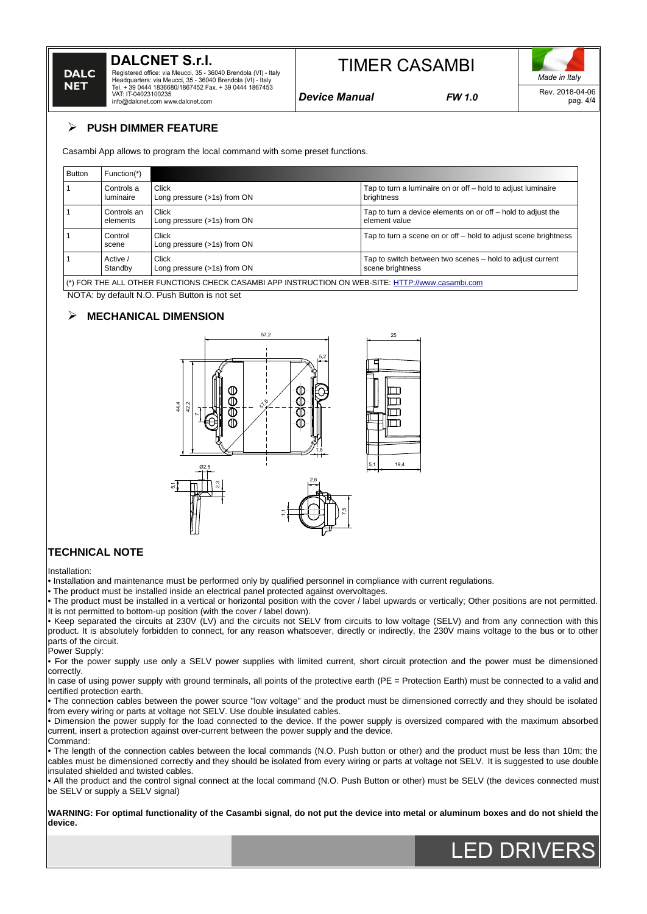## ➢ PUSH DIMMER FEATURE

Casambi App allows to program the local command with some preset functions.

| Button | Function(*) | | |
|---|---|---|---|
| 1 | Controls a luminaire | Click<br>Long pressure (>1s) from ON | Tap to turn a luminaire on or off – hold to adjust luminaire brightness |
| 1 | Controls an elements | Click<br>Long pressure (>1s) from ON | Tap to turn a device elements on or off – hold to adjust the element value |
| 1 | Control scene | Click<br>Long pressure (>1s) from ON | Tap to turn a scene on or off – hold to adjust scene brightness |
| 1 | Active / Standby | Click<br>Long pressure (>1s) from ON | Tap to switch between two scenes – hold to adjust current scene brightness |

(*) FOR THE ALL OTHER FUNCTIONS CHECK CASAMBI APP INSTRUCTION ON WEB-SITE: HTTP://www.casambi.com

NOTA: by default N.O. Push Button is not set

## ➢ MECHANICAL DIMENSION

57,2
25
5,2
44,4
42,2
7
57,6
1,8
5,1
19,4
Ø2,5
5,1
2,3
2,6
1,1
7,5

## TECHNICAL NOTE

Installation:

• Installation and maintenance must be performed only by qualified personnel in compliance with current regulations.
• The product must be installed inside an electrical panel protected against overvoltages.
• The product must be installed in a vertical or horizontal position with the cover / label upwards or vertically; Other positions are not permitted. It is not permitted to bottom-up position (with the cover / label down).
• Keep separated the circuits at 230V (LV) and the circuits not SELV from circuits to low voltage (SELV) and from any connection with this product. It is absolutely forbidden to connect, for any reason whatsoever, directly or indirectly, the 230V mains voltage to the bus or to other parts of the circuit.

Power Supply:

• For the power supply use only a SELV power supplies with limited current, short circuit protection and the power must be dimensioned correctly.
In case of using power supply with ground terminals, all points of the protective earth (PE = Protection Earth) must be connected to a valid and certified protection earth.
• The connection cables between the power source "low voltage" and the product must be dimensioned correctly and they should be isolated from every wiring or parts at voltage not SELV. Use double insulated cables.
• Dimension the power supply for the load connected to the device. If the power supply is oversized compared with the maximum absorbed current, insert a protection against over-current between the power supply and the device.

Command:

• The length of the connection cables between the local commands (N.O. Push button or other) and the product must be less than 10m; the cables must be dimensioned correctly and they should be isolated from every wiring or parts at voltage not SELV. It is suggested to use double insulated shielded and twisted cables.
• All the product and the control signal connect at the local command (N.O. Push Button or other) must be SELV (the devices connected must be SELV or supply a SELV signal)

**WARNING: For optimal functionality of the Casambi signal, do not put the device into metal or aluminum boxes and do not shield the device.**